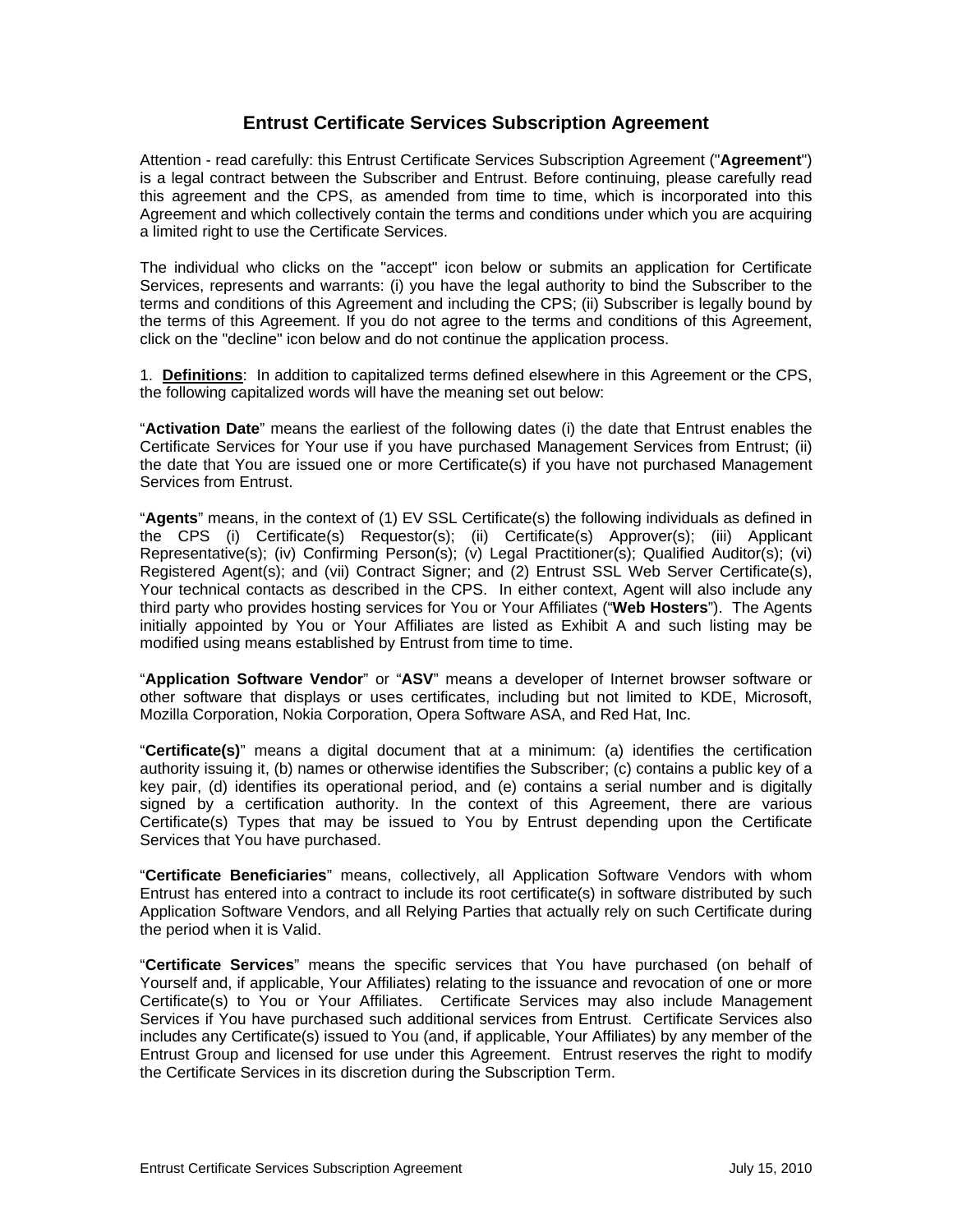# Entrust Certificate Services Subscription Agreement

Attention - read carefully: this Entrust Certificate Services Subscription Agreement ("**Agreement**") is a legal contract between the Subscriber and Entrust. Before continuing, please carefully read this agreement and the CPS, as amended from time to time, which is incorporated into this Agreement and which collectively contain the terms and conditions under which you are acquiring a limited right to use the Certificate Services.

The individual who clicks on the "accept" icon below or submits an application for Certificate Services, represents and warrants: (i) you have the legal authority to bind the Subscriber to the terms and conditions of this Agreement and including the CPS; (ii) Subscriber is legally bound by the terms of this Agreement. If you do not agree to the terms and conditions of this Agreement, click on the "decline" icon below and do not continue the application process.

1. **Definitions**: In addition to capitalized terms defined elsewhere in this Agreement or the CPS, the following capitalized words will have the meaning set out below:

"**Activation Date**" means the earliest of the following dates (i) the date that Entrust enables the Certificate Services for Your use if you have purchased Management Services from Entrust; (ii) the date that You are issued one or more Certificate(s) if you have not purchased Management Services from Entrust.

"**Agents**" means, in the context of (1) EV SSL Certificate(s) the following individuals as defined in the CPS (i) Certificate(s) Requestor(s); (ii) Certificate(s) Approver(s); (iii) Applicant Representative(s); (iv) Confirming Person(s); (v) Legal Practitioner(s); Qualified Auditor(s); (vi) Registered Agent(s); and (vii) Contract Signer; and (2) Entrust SSL Web Server Certificate(s), Your technical contacts as described in the CPS. In either context, Agent will also include any third party who provides hosting services for You or Your Affiliates ("**Web Hosters**"). The Agents initially appointed by You or Your Affiliates are listed as Exhibit A and such listing may be modified using means established by Entrust from time to time.

"**Application Software Vendor**" or "**ASV**" means a developer of Internet browser software or other software that displays or uses certificates, including but not limited to KDE, Microsoft, Mozilla Corporation, Nokia Corporation, Opera Software ASA, and Red Hat, Inc.

"**Certificate(s)**" means a digital document that at a minimum: (a) identifies the certification authority issuing it, (b) names or otherwise identifies the Subscriber; (c) contains a public key of a key pair, (d) identifies its operational period, and (e) contains a serial number and is digitally signed by a certification authority. In the context of this Agreement, there are various Certificate(s) Types that may be issued to You by Entrust depending upon the Certificate Services that You have purchased.

"**Certificate Beneficiaries**" means, collectively, all Application Software Vendors with whom Entrust has entered into a contract to include its root certificate(s) in software distributed by such Application Software Vendors, and all Relying Parties that actually rely on such Certificate during the period when it is Valid.

"**Certificate Services**" means the specific services that You have purchased (on behalf of Yourself and, if applicable, Your Affiliates) relating to the issuance and revocation of one or more Certificate(s) to You or Your Affiliates. Certificate Services may also include Management Services if You have purchased such additional services from Entrust. Certificate Services also includes any Certificate(s) issued to You (and, if applicable, Your Affiliates) by any member of the Entrust Group and licensed for use under this Agreement. Entrust reserves the right to modify the Certificate Services in its discretion during the Subscription Term.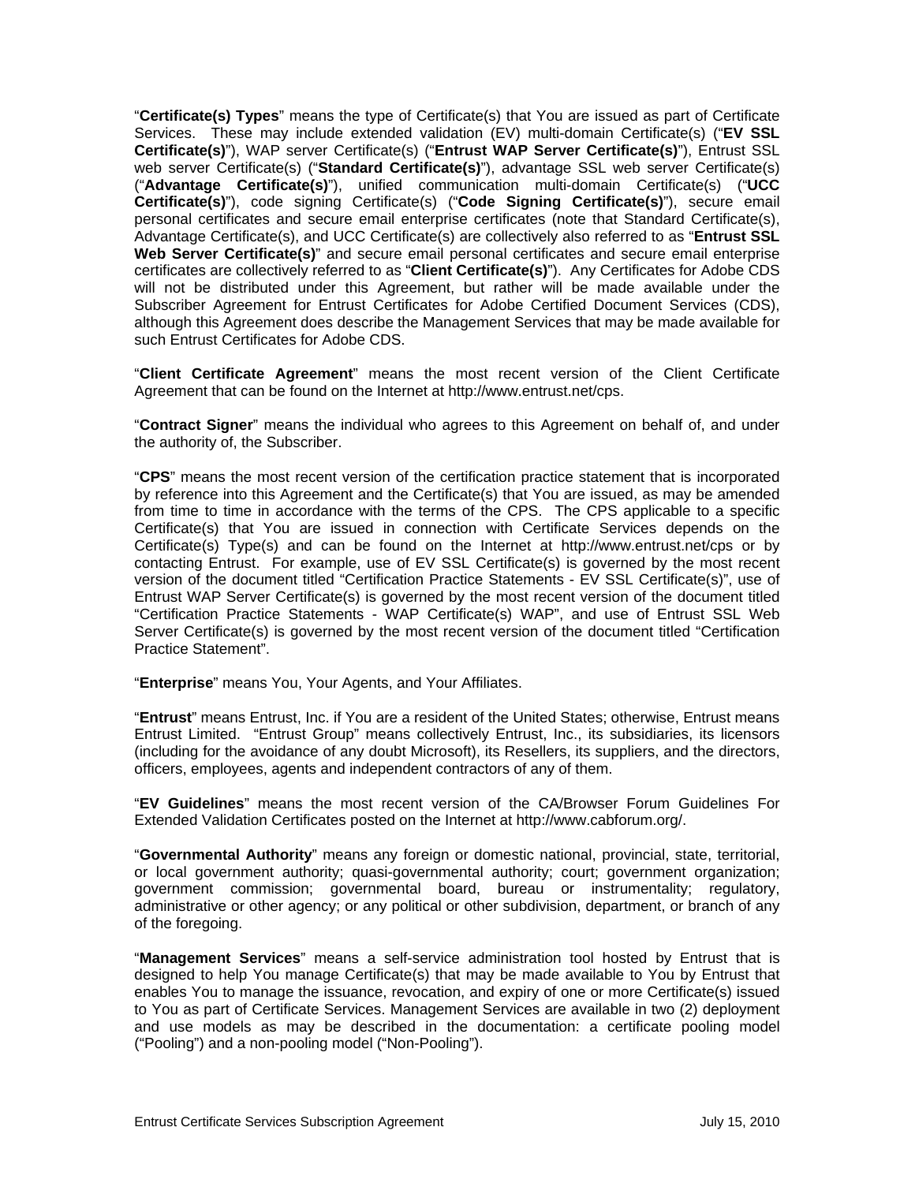"**Certificate(s) Types**" means the type of Certificate(s) that You are issued as part of Certificate Services. These may include extended validation (EV) multi-domain Certificate(s) ("**EV SSL Certificate(s)**"), WAP server Certificate(s) ("**Entrust WAP Server Certificate(s)**"), Entrust SSL web server Certificate(s) ("**Standard Certificate(s)**"), advantage SSL web server Certificate(s) ("**Advantage Certificate(s)**"), unified communication multi-domain Certificate(s) ("**UCC Certificate(s)**"), code signing Certificate(s) ("**Code Signing Certificate(s)**"), secure email personal certificates and secure email enterprise certificates (note that Standard Certificate(s), Advantage Certificate(s), and UCC Certificate(s) are collectively also referred to as "**Entrust SSL Web Server Certificate(s)**" and secure email personal certificates and secure email enterprise certificates are collectively referred to as "**Client Certificate(s)**"). Any Certificates for Adobe CDS will not be distributed under this Agreement, but rather will be made available under the Subscriber Agreement for Entrust Certificates for Adobe Certified Document Services (CDS), although this Agreement does describe the Management Services that may be made available for such Entrust Certificates for Adobe CDS.

"**Client Certificate Agreement**" means the most recent version of the Client Certificate Agreement that can be found on the Internet at http://www.entrust.net/cps.

"**Contract Signer**" means the individual who agrees to this Agreement on behalf of, and under the authority of, the Subscriber.

"**CPS**" means the most recent version of the certification practice statement that is incorporated by reference into this Agreement and the Certificate(s) that You are issued, as may be amended from time to time in accordance with the terms of the CPS. The CPS applicable to a specific Certificate(s) that You are issued in connection with Certificate Services depends on the Certificate(s) Type(s) and can be found on the Internet at http://www.entrust.net/cps or by contacting Entrust. For example, use of EV SSL Certificate(s) is governed by the most recent version of the document titled "Certification Practice Statements - EV SSL Certificate(s)", use of Entrust WAP Server Certificate(s) is governed by the most recent version of the document titled "Certification Practice Statements - WAP Certificate(s) WAP", and use of Entrust SSL Web Server Certificate(s) is governed by the most recent version of the document titled "Certification Practice Statement".

"**Enterprise**" means You, Your Agents, and Your Affiliates.

"**Entrust**" means Entrust, Inc. if You are a resident of the United States; otherwise, Entrust means Entrust Limited. "Entrust Group" means collectively Entrust, Inc., its subsidiaries, its licensors (including for the avoidance of any doubt Microsoft), its Resellers, its suppliers, and the directors, officers, employees, agents and independent contractors of any of them.

"**EV Guidelines**" means the most recent version of the CA/Browser Forum Guidelines For Extended Validation Certificates posted on the Internet at http://www.cabforum.org/.

"**Governmental Authority**" means any foreign or domestic national, provincial, state, territorial, or local government authority; quasi-governmental authority; court; government organization; government commission; governmental board, bureau or instrumentality; regulatory, administrative or other agency; or any political or other subdivision, department, or branch of any of the foregoing.

"**Management Services**" means a self-service administration tool hosted by Entrust that is designed to help You manage Certificate(s) that may be made available to You by Entrust that enables You to manage the issuance, revocation, and expiry of one or more Certificate(s) issued to You as part of Certificate Services. Management Services are available in two (2) deployment and use models as may be described in the documentation: a certificate pooling model ("Pooling") and a non-pooling model ("Non-Pooling").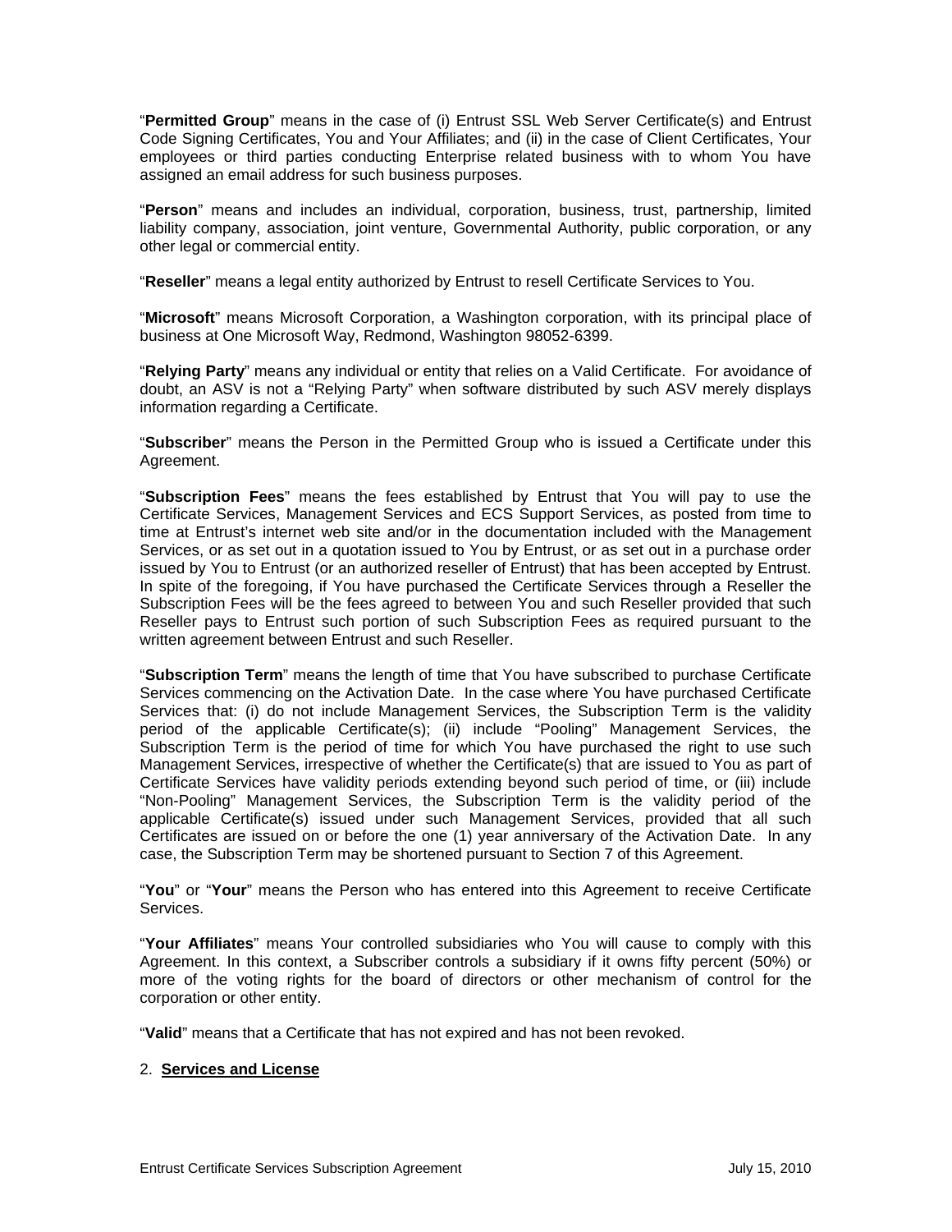"**Permitted Group**" means in the case of (i) Entrust SSL Web Server Certificate(s) and Entrust Code Signing Certificates, You and Your Affiliates; and (ii) in the case of Client Certificates, Your employees or third parties conducting Enterprise related business with to whom You have assigned an email address for such business purposes.

"**Person**" means and includes an individual, corporation, business, trust, partnership, limited liability company, association, joint venture, Governmental Authority, public corporation, or any other legal or commercial entity.

"**Reseller**" means a legal entity authorized by Entrust to resell Certificate Services to You.

"**Microsoft**" means Microsoft Corporation, a Washington corporation, with its principal place of business at One Microsoft Way, Redmond, Washington 98052-6399.

"**Relying Party**" means any individual or entity that relies on a Valid Certificate. For avoidance of doubt, an ASV is not a "Relying Party" when software distributed by such ASV merely displays information regarding a Certificate.

"**Subscriber**" means the Person in the Permitted Group who is issued a Certificate under this Agreement.

"**Subscription Fees**" means the fees established by Entrust that You will pay to use the Certificate Services, Management Services and ECS Support Services, as posted from time to time at Entrust's internet web site and/or in the documentation included with the Management Services, or as set out in a quotation issued to You by Entrust, or as set out in a purchase order issued by You to Entrust (or an authorized reseller of Entrust) that has been accepted by Entrust. In spite of the foregoing, if You have purchased the Certificate Services through a Reseller the Subscription Fees will be the fees agreed to between You and such Reseller provided that such Reseller pays to Entrust such portion of such Subscription Fees as required pursuant to the written agreement between Entrust and such Reseller.

"**Subscription Term**" means the length of time that You have subscribed to purchase Certificate Services commencing on the Activation Date. In the case where You have purchased Certificate Services that: (i) do not include Management Services, the Subscription Term is the validity period of the applicable Certificate(s); (ii) include "Pooling" Management Services, the Subscription Term is the period of time for which You have purchased the right to use such Management Services, irrespective of whether the Certificate(s) that are issued to You as part of Certificate Services have validity periods extending beyond such period of time, or (iii) include "Non-Pooling" Management Services, the Subscription Term is the validity period of the applicable Certificate(s) issued under such Management Services, provided that all such Certificates are issued on or before the one (1) year anniversary of the Activation Date. In any case, the Subscription Term may be shortened pursuant to Section 7 of this Agreement.

"**You**" or "**Your**" means the Person who has entered into this Agreement to receive Certificate Services.

"**Your Affiliates**" means Your controlled subsidiaries who You will cause to comply with this Agreement. In this context, a Subscriber controls a subsidiary if it owns fifty percent (50%) or more of the voting rights for the board of directors or other mechanism of control for the corporation or other entity.

"**Valid**" means that a Certificate that has not expired and has not been revoked.

## 2. **Services and License**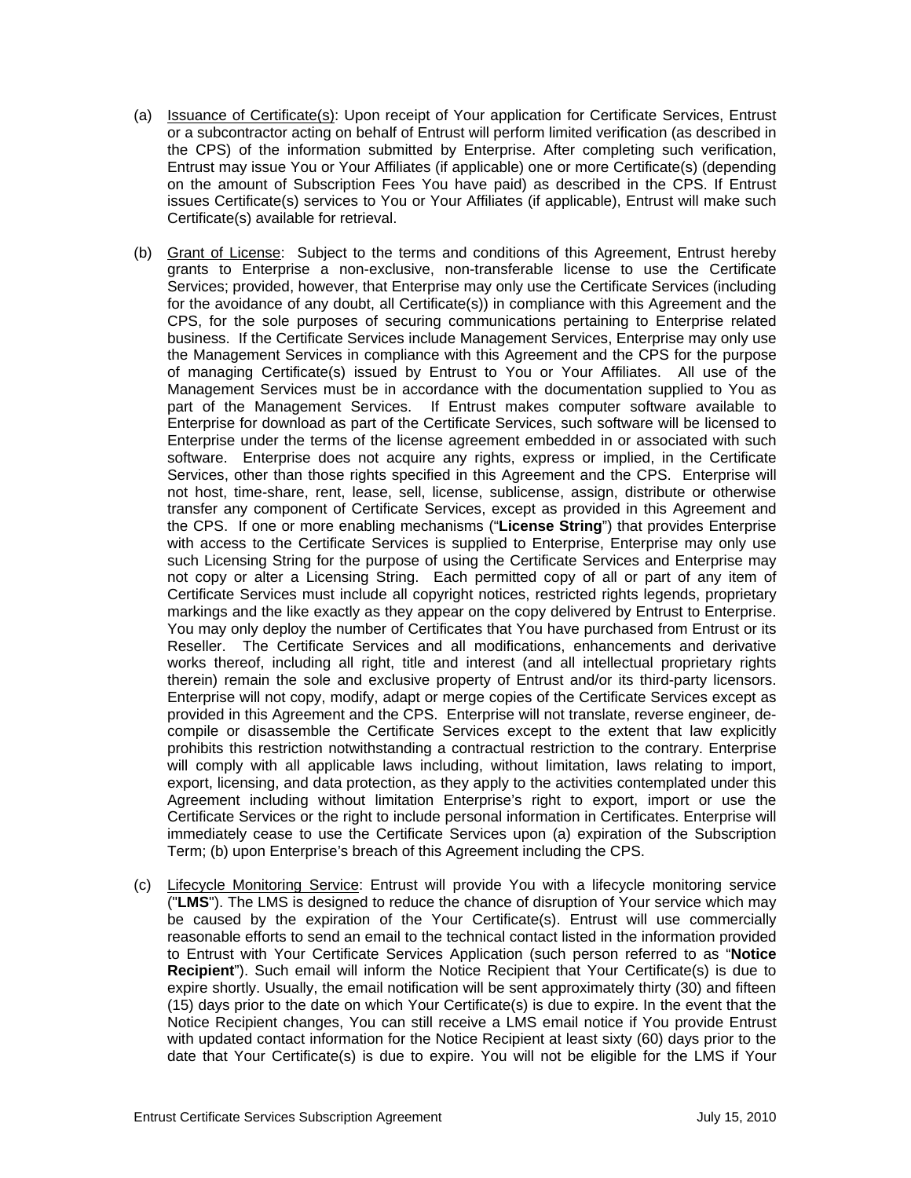(a) Issuance of Certificate(s): Upon receipt of Your application for Certificate Services, Entrust or a subcontractor acting on behalf of Entrust will perform limited verification (as described in the CPS) of the information submitted by Enterprise. After completing such verification, Entrust may issue You or Your Affiliates (if applicable) one or more Certificate(s) (depending on the amount of Subscription Fees You have paid) as described in the CPS. If Entrust issues Certificate(s) services to You or Your Affiliates (if applicable), Entrust will make such Certificate(s) available for retrieval.

(b) Grant of License: Subject to the terms and conditions of this Agreement, Entrust hereby grants to Enterprise a non-exclusive, non-transferable license to use the Certificate Services; provided, however, that Enterprise may only use the Certificate Services (including for the avoidance of any doubt, all Certificate(s)) in compliance with this Agreement and the CPS, for the sole purposes of securing communications pertaining to Enterprise related business. If the Certificate Services include Management Services, Enterprise may only use the Management Services in compliance with this Agreement and the CPS for the purpose of managing Certificate(s) issued by Entrust to You or Your Affiliates. All use of the Management Services must be in accordance with the documentation supplied to You as part of the Management Services. If Entrust makes computer software available to Enterprise for download as part of the Certificate Services, such software will be licensed to Enterprise under the terms of the license agreement embedded in or associated with such software. Enterprise does not acquire any rights, express or implied, in the Certificate Services, other than those rights specified in this Agreement and the CPS. Enterprise will not host, time-share, rent, lease, sell, license, sublicense, assign, distribute or otherwise transfer any component of Certificate Services, except as provided in this Agreement and the CPS. If one or more enabling mechanisms ("**License String**") that provides Enterprise with access to the Certificate Services is supplied to Enterprise, Enterprise may only use such Licensing String for the purpose of using the Certificate Services and Enterprise may not copy or alter a Licensing String. Each permitted copy of all or part of any item of Certificate Services must include all copyright notices, restricted rights legends, proprietary markings and the like exactly as they appear on the copy delivered by Entrust to Enterprise. You may only deploy the number of Certificates that You have purchased from Entrust or its Reseller. The Certificate Services and all modifications, enhancements and derivative works thereof, including all right, title and interest (and all intellectual proprietary rights therein) remain the sole and exclusive property of Entrust and/or its third-party licensors. Enterprise will not copy, modify, adapt or merge copies of the Certificate Services except as provided in this Agreement and the CPS. Enterprise will not translate, reverse engineer, de-compile or disassemble the Certificate Services except to the extent that law explicitly prohibits this restriction notwithstanding a contractual restriction to the contrary. Enterprise will comply with all applicable laws including, without limitation, laws relating to import, export, licensing, and data protection, as they apply to the activities contemplated under this Agreement including without limitation Enterprise's right to export, import or use the Certificate Services or the right to include personal information in Certificates. Enterprise will immediately cease to use the Certificate Services upon (a) expiration of the Subscription Term; (b) upon Enterprise's breach of this Agreement including the CPS.

(c) Lifecycle Monitoring Service: Entrust will provide You with a lifecycle monitoring service ("**LMS**"). The LMS is designed to reduce the chance of disruption of Your service which may be caused by the expiration of the Your Certificate(s). Entrust will use commercially reasonable efforts to send an email to the technical contact listed in the information provided to Entrust with Your Certificate Services Application (such person referred to as "**Notice Recipient**"). Such email will inform the Notice Recipient that Your Certificate(s) is due to expire shortly. Usually, the email notification will be sent approximately thirty (30) and fifteen (15) days prior to the date on which Your Certificate(s) is due to expire. In the event that the Notice Recipient changes, You can still receive a LMS email notice if You provide Entrust with updated contact information for the Notice Recipient at least sixty (60) days prior to the date that Your Certificate(s) is due to expire. You will not be eligible for the LMS if Your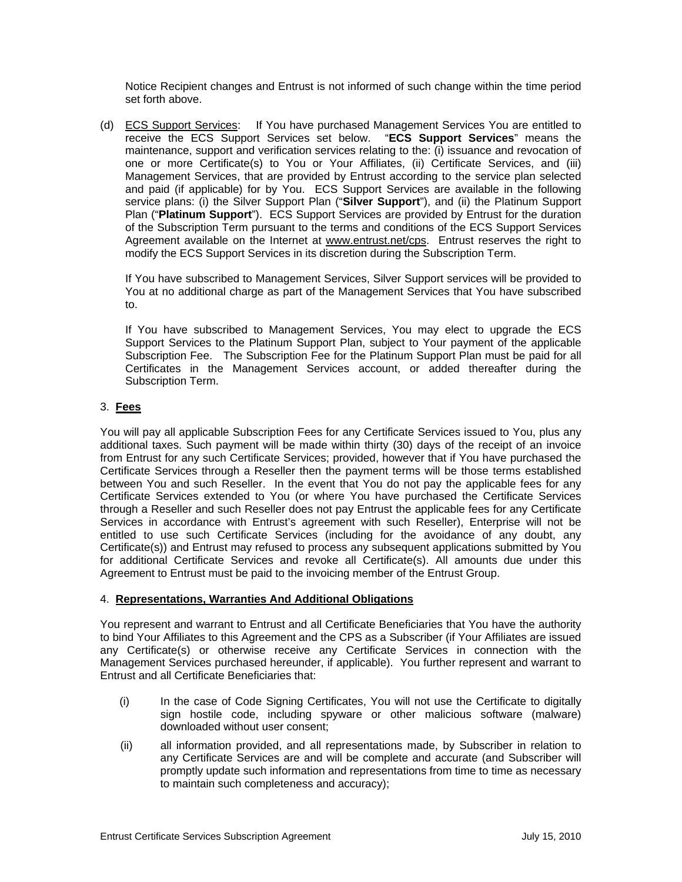Notice Recipient changes and Entrust is not informed of such change within the time period set forth above.

(d) <u>ECS Support Services</u>: If You have purchased Management Services You are entitled to receive the ECS Support Services set below. "**ECS Support Services**" means the maintenance, support and verification services relating to the: (i) issuance and revocation of one or more Certificate(s) to You or Your Affiliates, (ii) Certificate Services, and (iii) Management Services, that are provided by Entrust according to the service plan selected and paid (if applicable) for by You. ECS Support Services are available in the following service plans: (i) the Silver Support Plan ("**Silver Support**"), and (ii) the Platinum Support Plan ("**Platinum Support**"). ECS Support Services are provided by Entrust for the duration of the Subscription Term pursuant to the terms and conditions of the ECS Support Services Agreement available on the Internet at www.entrust.net/cps. Entrust reserves the right to modify the ECS Support Services in its discretion during the Subscription Term.

If You have subscribed to Management Services, Silver Support services will be provided to You at no additional charge as part of the Management Services that You have subscribed to.

If You have subscribed to Management Services, You may elect to upgrade the ECS Support Services to the Platinum Support Plan, subject to Your payment of the applicable Subscription Fee. The Subscription Fee for the Platinum Support Plan must be paid for all Certificates in the Management Services account, or added thereafter during the Subscription Term.

## 3. <u>Fees</u>

You will pay all applicable Subscription Fees for any Certificate Services issued to You, plus any additional taxes. Such payment will be made within thirty (30) days of the receipt of an invoice from Entrust for any such Certificate Services; provided, however that if You have purchased the Certificate Services through a Reseller then the payment terms will be those terms established between You and such Reseller. In the event that You do not pay the applicable fees for any Certificate Services extended to You (or where You have purchased the Certificate Services through a Reseller and such Reseller does not pay Entrust the applicable fees for any Certificate Services in accordance with Entrust's agreement with such Reseller), Enterprise will not be entitled to use such Certificate Services (including for the avoidance of any doubt, any Certificate(s)) and Entrust may refused to process any subsequent applications submitted by You for additional Certificate Services and revoke all Certificate(s). All amounts due under this Agreement to Entrust must be paid to the invoicing member of the Entrust Group.

## 4. <u>Representations, Warranties And Additional Obligations</u>

You represent and warrant to Entrust and all Certificate Beneficiaries that You have the authority to bind Your Affiliates to this Agreement and the CPS as a Subscriber (if Your Affiliates are issued any Certificate(s) or otherwise receive any Certificate Services in connection with the Management Services purchased hereunder, if applicable). You further represent and warrant to Entrust and all Certificate Beneficiaries that:

(i) In the case of Code Signing Certificates, You will not use the Certificate to digitally sign hostile code, including spyware or other malicious software (malware) downloaded without user consent;

(ii) all information provided, and all representations made, by Subscriber in relation to any Certificate Services are and will be complete and accurate (and Subscriber will promptly update such information and representations from time to time as necessary to maintain such completeness and accuracy);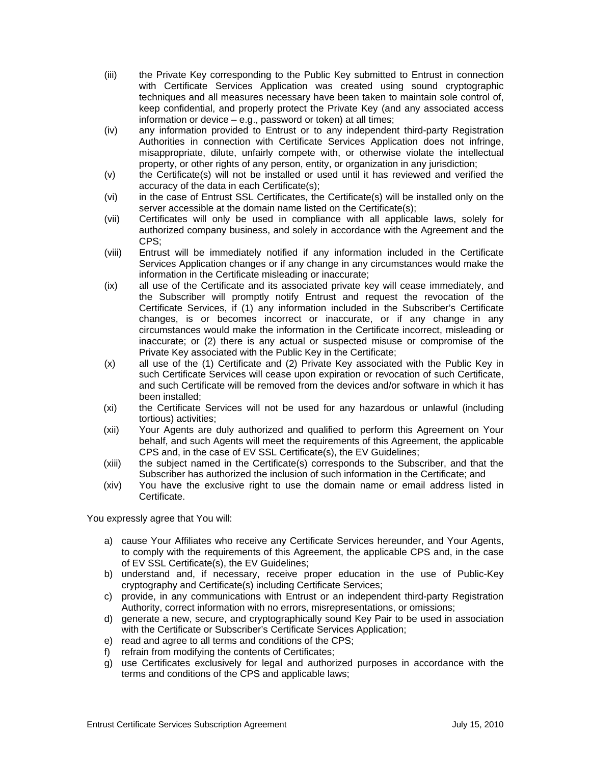(iii) the Private Key corresponding to the Public Key submitted to Entrust in connection with Certificate Services Application was created using sound cryptographic techniques and all measures necessary have been taken to maintain sole control of, keep confidential, and properly protect the Private Key (and any associated access information or device – e.g., password or token) at all times;

(iv) any information provided to Entrust or to any independent third-party Registration Authorities in connection with Certificate Services Application does not infringe, misappropriate, dilute, unfairly compete with, or otherwise violate the intellectual property, or other rights of any person, entity, or organization in any jurisdiction;

(v) the Certificate(s) will not be installed or used until it has reviewed and verified the accuracy of the data in each Certificate(s);

(vi) in the case of Entrust SSL Certificates, the Certificate(s) will be installed only on the server accessible at the domain name listed on the Certificate(s);

(vii) Certificates will only be used in compliance with all applicable laws, solely for authorized company business, and solely in accordance with the Agreement and the CPS;

(viii) Entrust will be immediately notified if any information included in the Certificate Services Application changes or if any change in any circumstances would make the information in the Certificate misleading or inaccurate;

(ix) all use of the Certificate and its associated private key will cease immediately, and the Subscriber will promptly notify Entrust and request the revocation of the Certificate Services, if (1) any information included in the Subscriber's Certificate changes, is or becomes incorrect or inaccurate, or if any change in any circumstances would make the information in the Certificate incorrect, misleading or inaccurate; or (2) there is any actual or suspected misuse or compromise of the Private Key associated with the Public Key in the Certificate;

(x) all use of the (1) Certificate and (2) Private Key associated with the Public Key in such Certificate Services will cease upon expiration or revocation of such Certificate, and such Certificate will be removed from the devices and/or software in which it has been installed;

(xi) the Certificate Services will not be used for any hazardous or unlawful (including tortious) activities;

(xii) Your Agents are duly authorized and qualified to perform this Agreement on Your behalf, and such Agents will meet the requirements of this Agreement, the applicable CPS and, in the case of EV SSL Certificate(s), the EV Guidelines;

(xiii) the subject named in the Certificate(s) corresponds to the Subscriber, and that the Subscriber has authorized the inclusion of such information in the Certificate; and

(xiv) You have the exclusive right to use the domain name or email address listed in Certificate.

You expressly agree that You will:

a) cause Your Affiliates who receive any Certificate Services hereunder, and Your Agents, to comply with the requirements of this Agreement, the applicable CPS and, in the case of EV SSL Certificate(s), the EV Guidelines;
b) understand and, if necessary, receive proper education in the use of Public-Key cryptography and Certificate(s) including Certificate Services;
c) provide, in any communications with Entrust or an independent third-party Registration Authority, correct information with no errors, misrepresentations, or omissions;
d) generate a new, secure, and cryptographically sound Key Pair to be used in association with the Certificate or Subscriber's Certificate Services Application;
e) read and agree to all terms and conditions of the CPS;
f) refrain from modifying the contents of Certificates;
g) use Certificates exclusively for legal and authorized purposes in accordance with the terms and conditions of the CPS and applicable laws;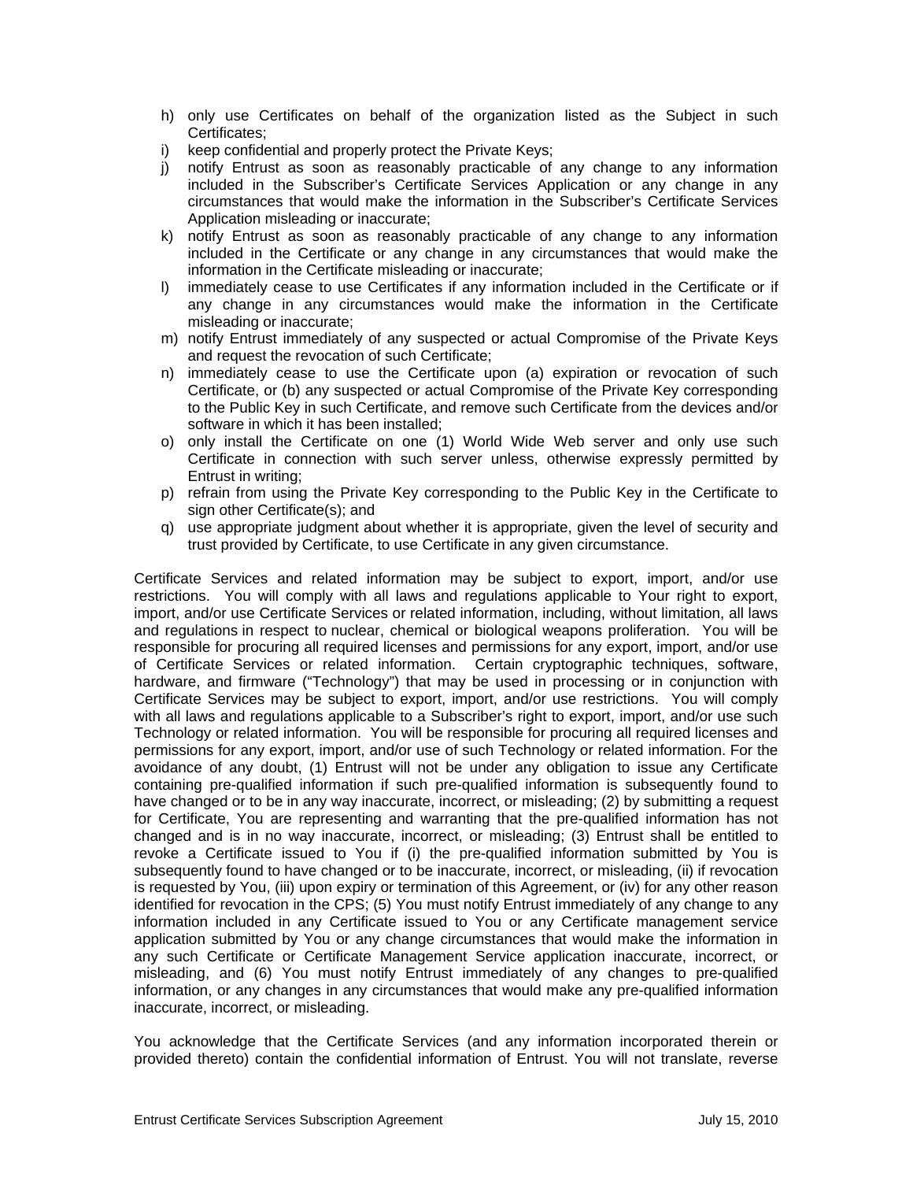h) only use Certificates on behalf of the organization listed as the Subject in such Certificates;
i) keep confidential and properly protect the Private Keys;
j) notify Entrust as soon as reasonably practicable of any change to any information included in the Subscriber's Certificate Services Application or any change in any circumstances that would make the information in the Subscriber's Certificate Services Application misleading or inaccurate;
k) notify Entrust as soon as reasonably practicable of any change to any information included in the Certificate or any change in any circumstances that would make the information in the Certificate misleading or inaccurate;
l) immediately cease to use Certificates if any information included in the Certificate or if any change in any circumstances would make the information in the Certificate misleading or inaccurate;
m) notify Entrust immediately of any suspected or actual Compromise of the Private Keys and request the revocation of such Certificate;
n) immediately cease to use the Certificate upon (a) expiration or revocation of such Certificate, or (b) any suspected or actual Compromise of the Private Key corresponding to the Public Key in such Certificate, and remove such Certificate from the devices and/or software in which it has been installed;
o) only install the Certificate on one (1) World Wide Web server and only use such Certificate in connection with such server unless, otherwise expressly permitted by Entrust in writing;
p) refrain from using the Private Key corresponding to the Public Key in the Certificate to sign other Certificate(s); and
q) use appropriate judgment about whether it is appropriate, given the level of security and trust provided by Certificate, to use Certificate in any given circumstance.

Certificate Services and related information may be subject to export, import, and/or use restrictions. You will comply with all laws and regulations applicable to Your right to export, import, and/or use Certificate Services or related information, including, without limitation, all laws and regulations in respect to nuclear, chemical or biological weapons proliferation. You will be responsible for procuring all required licenses and permissions for any export, import, and/or use of Certificate Services or related information. Certain cryptographic techniques, software, hardware, and firmware ("Technology") that may be used in processing or in conjunction with Certificate Services may be subject to export, import, and/or use restrictions. You will comply with all laws and regulations applicable to a Subscriber's right to export, import, and/or use such Technology or related information. You will be responsible for procuring all required licenses and permissions for any export, import, and/or use of such Technology or related information. For the avoidance of any doubt, (1) Entrust will not be under any obligation to issue any Certificate containing pre-qualified information if such pre-qualified information is subsequently found to have changed or to be in any way inaccurate, incorrect, or misleading; (2) by submitting a request for Certificate, You are representing and warranting that the pre-qualified information has not changed and is in no way inaccurate, incorrect, or misleading; (3) Entrust shall be entitled to revoke a Certificate issued to You if (i) the pre-qualified information submitted by You is subsequently found to have changed or to be inaccurate, incorrect, or misleading, (ii) if revocation is requested by You, (iii) upon expiry or termination of this Agreement, or (iv) for any other reason identified for revocation in the CPS; (5) You must notify Entrust immediately of any change to any information included in any Certificate issued to You or any Certificate management service application submitted by You or any change circumstances that would make the information in any such Certificate or Certificate Management Service application inaccurate, incorrect, or misleading, and (6) You must notify Entrust immediately of any changes to pre-qualified information, or any changes in any circumstances that would make any pre-qualified information inaccurate, incorrect, or misleading.

You acknowledge that the Certificate Services (and any information incorporated therein or provided thereto) contain the confidential information of Entrust. You will not translate, reverse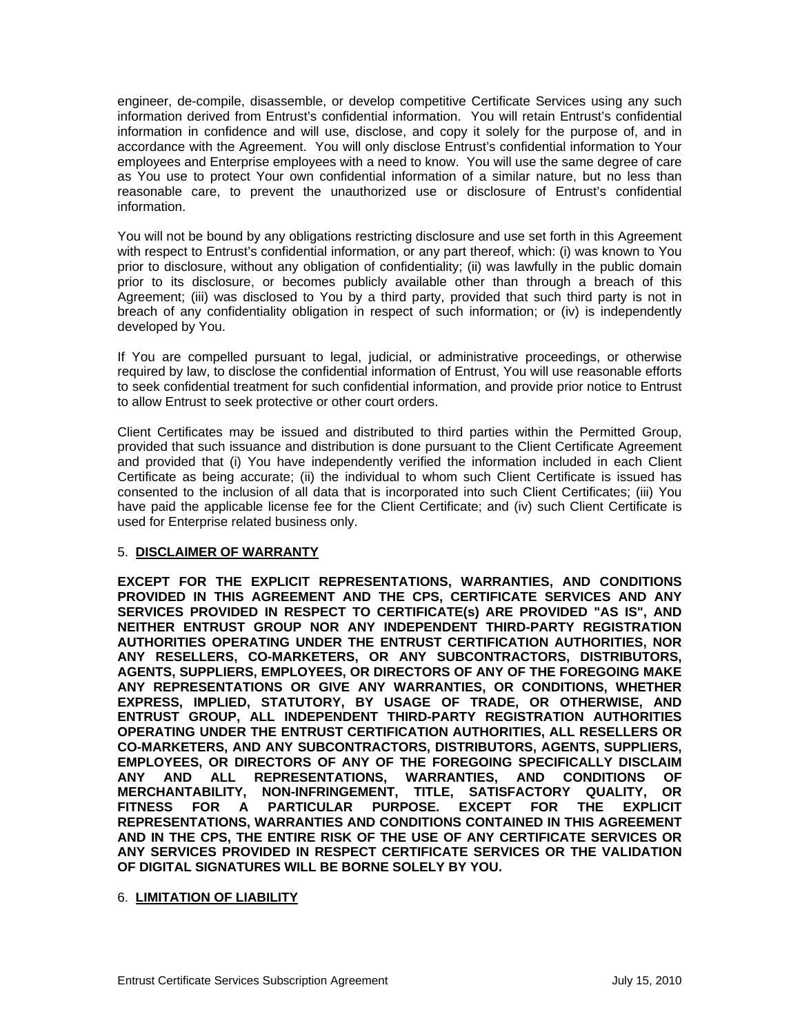engineer, de-compile, disassemble, or develop competitive Certificate Services using any such information derived from Entrust's confidential information. You will retain Entrust's confidential information in confidence and will use, disclose, and copy it solely for the purpose of, and in accordance with the Agreement. You will only disclose Entrust's confidential information to Your employees and Enterprise employees with a need to know. You will use the same degree of care as You use to protect Your own confidential information of a similar nature, but no less than reasonable care, to prevent the unauthorized use or disclosure of Entrust's confidential information.

You will not be bound by any obligations restricting disclosure and use set forth in this Agreement with respect to Entrust's confidential information, or any part thereof, which: (i) was known to You prior to disclosure, without any obligation of confidentiality; (ii) was lawfully in the public domain prior to its disclosure, or becomes publicly available other than through a breach of this Agreement; (iii) was disclosed to You by a third party, provided that such third party is not in breach of any confidentiality obligation in respect of such information; or (iv) is independently developed by You.

If You are compelled pursuant to legal, judicial, or administrative proceedings, or otherwise required by law, to disclose the confidential information of Entrust, You will use reasonable efforts to seek confidential treatment for such confidential information, and provide prior notice to Entrust to allow Entrust to seek protective or other court orders.

Client Certificates may be issued and distributed to third parties within the Permitted Group, provided that such issuance and distribution is done pursuant to the Client Certificate Agreement and provided that (i) You have independently verified the information included in each Client Certificate as being accurate; (ii) the individual to whom such Client Certificate is issued has consented to the inclusion of all data that is incorporated into such Client Certificates; (iii) You have paid the applicable license fee for the Client Certificate; and (iv) such Client Certificate is used for Enterprise related business only.

## 5. DISCLAIMER OF WARRANTY

**EXCEPT FOR THE EXPLICIT REPRESENTATIONS, WARRANTIES, AND CONDITIONS PROVIDED IN THIS AGREEMENT AND THE CPS, CERTIFICATE SERVICES AND ANY SERVICES PROVIDED IN RESPECT TO CERTIFICATE(s) ARE PROVIDED "AS IS", AND NEITHER ENTRUST GROUP NOR ANY INDEPENDENT THIRD-PARTY REGISTRATION AUTHORITIES OPERATING UNDER THE ENTRUST CERTIFICATION AUTHORITIES, NOR ANY RESELLERS, CO-MARKETERS, OR ANY SUBCONTRACTORS, DISTRIBUTORS, AGENTS, SUPPLIERS, EMPLOYEES, OR DIRECTORS OF ANY OF THE FOREGOING MAKE ANY REPRESENTATIONS OR GIVE ANY WARRANTIES, OR CONDITIONS, WHETHER EXPRESS, IMPLIED, STATUTORY, BY USAGE OF TRADE, OR OTHERWISE, AND ENTRUST GROUP, ALL INDEPENDENT THIRD-PARTY REGISTRATION AUTHORITIES OPERATING UNDER THE ENTRUST CERTIFICATION AUTHORITIES, ALL RESELLERS OR CO-MARKETERS, AND ANY SUBCONTRACTORS, DISTRIBUTORS, AGENTS, SUPPLIERS, EMPLOYEES, OR DIRECTORS OF ANY OF THE FOREGOING SPECIFICALLY DISCLAIM ANY AND ALL REPRESENTATIONS, WARRANTIES, AND CONDITIONS OF MERCHANTABILITY, NON-INFRINGEMENT, TITLE, SATISFACTORY QUALITY, OR FITNESS FOR A PARTICULAR PURPOSE. EXCEPT FOR THE EXPLICIT REPRESENTATIONS, WARRANTIES AND CONDITIONS CONTAINED IN THIS AGREEMENT AND IN THE CPS, THE ENTIRE RISK OF THE USE OF ANY CERTIFICATE SERVICES OR ANY SERVICES PROVIDED IN RESPECT CERTIFICATE SERVICES OR THE VALIDATION OF DIGITAL SIGNATURES WILL BE BORNE SOLELY BY YOU.**

## 6. LIMITATION OF LIABILITY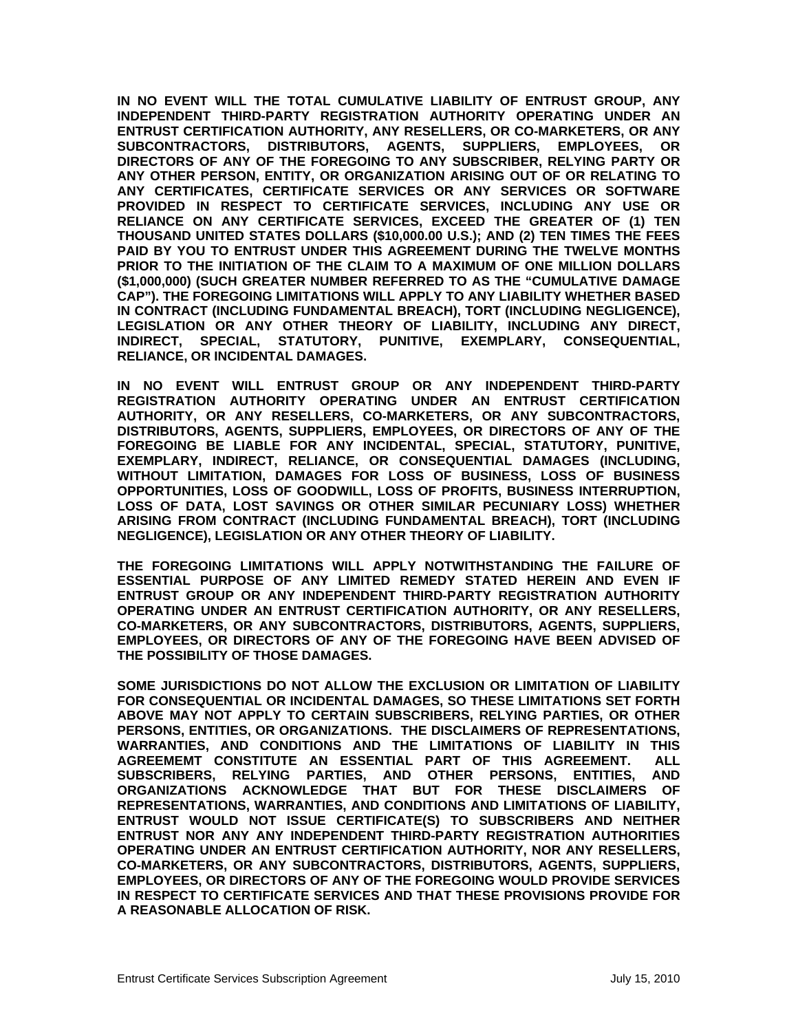**IN NO EVENT WILL THE TOTAL CUMULATIVE LIABILITY OF ENTRUST GROUP, ANY INDEPENDENT THIRD-PARTY REGISTRATION AUTHORITY OPERATING UNDER AN ENTRUST CERTIFICATION AUTHORITY, ANY RESELLERS, OR CO-MARKETERS, OR ANY SUBCONTRACTORS, DISTRIBUTORS, AGENTS, SUPPLIERS, EMPLOYEES, OR DIRECTORS OF ANY OF THE FOREGOING TO ANY SUBSCRIBER, RELYING PARTY OR ANY OTHER PERSON, ENTITY, OR ORGANIZATION ARISING OUT OF OR RELATING TO ANY CERTIFICATES, CERTIFICATE SERVICES OR ANY SERVICES OR SOFTWARE PROVIDED IN RESPECT TO CERTIFICATE SERVICES, INCLUDING ANY USE OR RELIANCE ON ANY CERTIFICATE SERVICES, EXCEED THE GREATER OF (1) TEN THOUSAND UNITED STATES DOLLARS ($10,000.00 U.S.); AND (2) TEN TIMES THE FEES PAID BY YOU TO ENTRUST UNDER THIS AGREEMENT DURING THE TWELVE MONTHS PRIOR TO THE INITIATION OF THE CLAIM TO A MAXIMUM OF ONE MILLION DOLLARS ($1,000,000) (SUCH GREATER NUMBER REFERRED TO AS THE "CUMULATIVE DAMAGE CAP"). THE FOREGOING LIMITATIONS WILL APPLY TO ANY LIABILITY WHETHER BASED IN CONTRACT (INCLUDING FUNDAMENTAL BREACH), TORT (INCLUDING NEGLIGENCE), LEGISLATION OR ANY OTHER THEORY OF LIABILITY, INCLUDING ANY DIRECT, INDIRECT, SPECIAL, STATUTORY, PUNITIVE, EXEMPLARY, CONSEQUENTIAL, RELIANCE, OR INCIDENTAL DAMAGES.**

**IN NO EVENT WILL ENTRUST GROUP OR ANY INDEPENDENT THIRD-PARTY REGISTRATION AUTHORITY OPERATING UNDER AN ENTRUST CERTIFICATION AUTHORITY, OR ANY RESELLERS, CO-MARKETERS, OR ANY SUBCONTRACTORS, DISTRIBUTORS, AGENTS, SUPPLIERS, EMPLOYEES, OR DIRECTORS OF ANY OF THE FOREGOING BE LIABLE FOR ANY INCIDENTAL, SPECIAL, STATUTORY, PUNITIVE, EXEMPLARY, INDIRECT, RELIANCE, OR CONSEQUENTIAL DAMAGES (INCLUDING, WITHOUT LIMITATION, DAMAGES FOR LOSS OF BUSINESS, LOSS OF BUSINESS OPPORTUNITIES, LOSS OF GOODWILL, LOSS OF PROFITS, BUSINESS INTERRUPTION, LOSS OF DATA, LOST SAVINGS OR OTHER SIMILAR PECUNIARY LOSS) WHETHER ARISING FROM CONTRACT (INCLUDING FUNDAMENTAL BREACH), TORT (INCLUDING NEGLIGENCE), LEGISLATION OR ANY OTHER THEORY OF LIABILITY.**

**THE FOREGOING LIMITATIONS WILL APPLY NOTWITHSTANDING THE FAILURE OF ESSENTIAL PURPOSE OF ANY LIMITED REMEDY STATED HEREIN AND EVEN IF ENTRUST GROUP OR ANY INDEPENDENT THIRD-PARTY REGISTRATION AUTHORITY OPERATING UNDER AN ENTRUST CERTIFICATION AUTHORITY, OR ANY RESELLERS, CO-MARKETERS, OR ANY SUBCONTRACTORS, DISTRIBUTORS, AGENTS, SUPPLIERS, EMPLOYEES, OR DIRECTORS OF ANY OF THE FOREGOING HAVE BEEN ADVISED OF THE POSSIBILITY OF THOSE DAMAGES.**

**SOME JURISDICTIONS DO NOT ALLOW THE EXCLUSION OR LIMITATION OF LIABILITY FOR CONSEQUENTIAL OR INCIDENTAL DAMAGES, SO THESE LIMITATIONS SET FORTH ABOVE MAY NOT APPLY TO CERTAIN SUBSCRIBERS, RELYING PARTIES, OR OTHER PERSONS, ENTITIES, OR ORGANIZATIONS. THE DISCLAIMERS OF REPRESENTATIONS, WARRANTIES, AND CONDITIONS AND THE LIMITATIONS OF LIABILITY IN THIS AGREEMEMT CONSTITUTE AN ESSENTIAL PART OF THIS AGREEMENT. ALL SUBSCRIBERS, RELYING PARTIES, AND OTHER PERSONS, ENTITIES, AND ORGANIZATIONS ACKNOWLEDGE THAT BUT FOR THESE DISCLAIMERS OF REPRESENTATIONS, WARRANTIES, AND CONDITIONS AND LIMITATIONS OF LIABILITY, ENTRUST WOULD NOT ISSUE CERTIFICATE(S) TO SUBSCRIBERS AND NEITHER ENTRUST NOR ANY ANY INDEPENDENT THIRD-PARTY REGISTRATION AUTHORITIES OPERATING UNDER AN ENTRUST CERTIFICATION AUTHORITY, NOR ANY RESELLERS, CO-MARKETERS, OR ANY SUBCONTRACTORS, DISTRIBUTORS, AGENTS, SUPPLIERS, EMPLOYEES, OR DIRECTORS OF ANY OF THE FOREGOING WOULD PROVIDE SERVICES IN RESPECT TO CERTIFICATE SERVICES AND THAT THESE PROVISIONS PROVIDE FOR A REASONABLE ALLOCATION OF RISK.**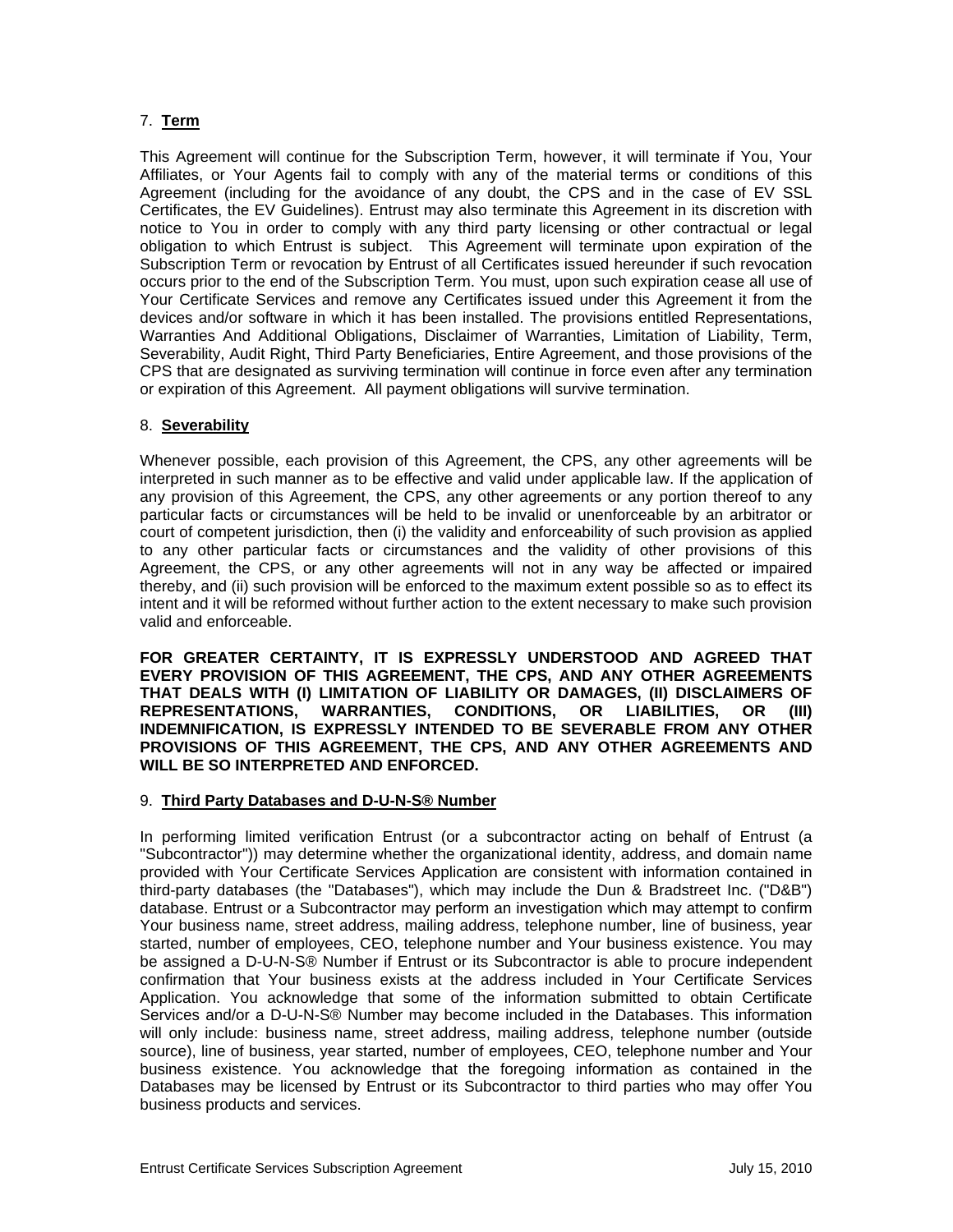## 7. **Term**

This Agreement will continue for the Subscription Term, however, it will terminate if You, Your Affiliates, or Your Agents fail to comply with any of the material terms or conditions of this Agreement (including for the avoidance of any doubt, the CPS and in the case of EV SSL Certificates, the EV Guidelines). Entrust may also terminate this Agreement in its discretion with notice to You in order to comply with any third party licensing or other contractual or legal obligation to which Entrust is subject. This Agreement will terminate upon expiration of the Subscription Term or revocation by Entrust of all Certificates issued hereunder if such revocation occurs prior to the end of the Subscription Term. You must, upon such expiration cease all use of Your Certificate Services and remove any Certificates issued under this Agreement it from the devices and/or software in which it has been installed. The provisions entitled Representations, Warranties And Additional Obligations, Disclaimer of Warranties, Limitation of Liability, Term, Severability, Audit Right, Third Party Beneficiaries, Entire Agreement, and those provisions of the CPS that are designated as surviving termination will continue in force even after any termination or expiration of this Agreement. All payment obligations will survive termination.

## 8. **Severability**

Whenever possible, each provision of this Agreement, the CPS, any other agreements will be interpreted in such manner as to be effective and valid under applicable law. If the application of any provision of this Agreement, the CPS, any other agreements or any portion thereof to any particular facts or circumstances will be held to be invalid or unenforceable by an arbitrator or court of competent jurisdiction, then (i) the validity and enforceability of such provision as applied to any other particular facts or circumstances and the validity of other provisions of this Agreement, the CPS, or any other agreements will not in any way be affected or impaired thereby, and (ii) such provision will be enforced to the maximum extent possible so as to effect its intent and it will be reformed without further action to the extent necessary to make such provision valid and enforceable.

**FOR GREATER CERTAINTY, IT IS EXPRESSLY UNDERSTOOD AND AGREED THAT EVERY PROVISION OF THIS AGREEMENT, THE CPS, AND ANY OTHER AGREEMENTS THAT DEALS WITH (I) LIMITATION OF LIABILITY OR DAMAGES, (II) DISCLAIMERS OF REPRESENTATIONS, WARRANTIES, CONDITIONS, OR LIABILITIES, OR (III) INDEMNIFICATION, IS EXPRESSLY INTENDED TO BE SEVERABLE FROM ANY OTHER PROVISIONS OF THIS AGREEMENT, THE CPS, AND ANY OTHER AGREEMENTS AND WILL BE SO INTERPRETED AND ENFORCED.**

## 9. **Third Party Databases and D-U-N-S® Number**

In performing limited verification Entrust (or a subcontractor acting on behalf of Entrust (a "Subcontractor")) may determine whether the organizational identity, address, and domain name provided with Your Certificate Services Application are consistent with information contained in third-party databases (the "Databases"), which may include the Dun & Bradstreet Inc. ("D&B") database. Entrust or a Subcontractor may perform an investigation which may attempt to confirm Your business name, street address, mailing address, telephone number, line of business, year started, number of employees, CEO, telephone number and Your business existence. You may be assigned a D-U-N-S® Number if Entrust or its Subcontractor is able to procure independent confirmation that Your business exists at the address included in Your Certificate Services Application. You acknowledge that some of the information submitted to obtain Certificate Services and/or a D-U-N-S® Number may become included in the Databases. This information will only include: business name, street address, mailing address, telephone number (outside source), line of business, year started, number of employees, CEO, telephone number and Your business existence. You acknowledge that the foregoing information as contained in the Databases may be licensed by Entrust or its Subcontractor to third parties who may offer You business products and services.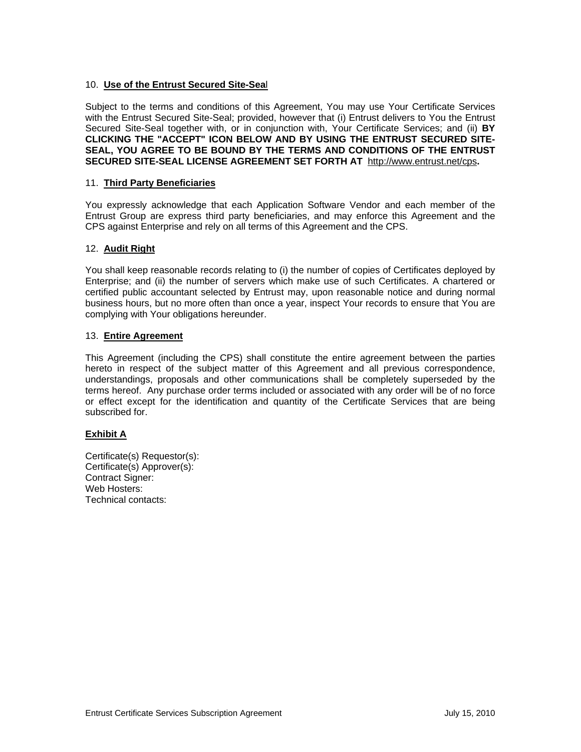10. **Use of the Entrust Secured Site-Seal**

Subject to the terms and conditions of this Agreement, You may use Your Certificate Services with the Entrust Secured Site-Seal; provided, however that (i) Entrust delivers to You the Entrust Secured Site-Seal together with, or in conjunction with, Your Certificate Services; and (ii) **BY CLICKING THE "ACCEPT" ICON BELOW AND BY USING THE ENTRUST SECURED SITE-SEAL, YOU AGREE TO BE BOUND BY THE TERMS AND CONDITIONS OF THE ENTRUST SECURED SITE-SEAL LICENSE AGREEMENT SET FORTH AT** http://www.entrust.net/cps**.**

11. **Third Party Beneficiaries**

You expressly acknowledge that each Application Software Vendor and each member of the Entrust Group are express third party beneficiaries, and may enforce this Agreement and the CPS against Enterprise and rely on all terms of this Agreement and the CPS.

12. **Audit Right**

You shall keep reasonable records relating to (i) the number of copies of Certificates deployed by Enterprise; and (ii) the number of servers which make use of such Certificates. A chartered or certified public accountant selected by Entrust may, upon reasonable notice and during normal business hours, but no more often than once a year, inspect Your records to ensure that You are complying with Your obligations hereunder.

13. **Entire Agreement**

This Agreement (including the CPS) shall constitute the entire agreement between the parties hereto in respect of the subject matter of this Agreement and all previous correspondence, understandings, proposals and other communications shall be completely superseded by the terms hereof. Any purchase order terms included or associated with any order will be of no force or effect except for the identification and quantity of the Certificate Services that are being subscribed for.

**Exhibit A**

Certificate(s) Requestor(s):
Certificate(s) Approver(s):
Contract Signer:
Web Hosters:
Technical contacts: